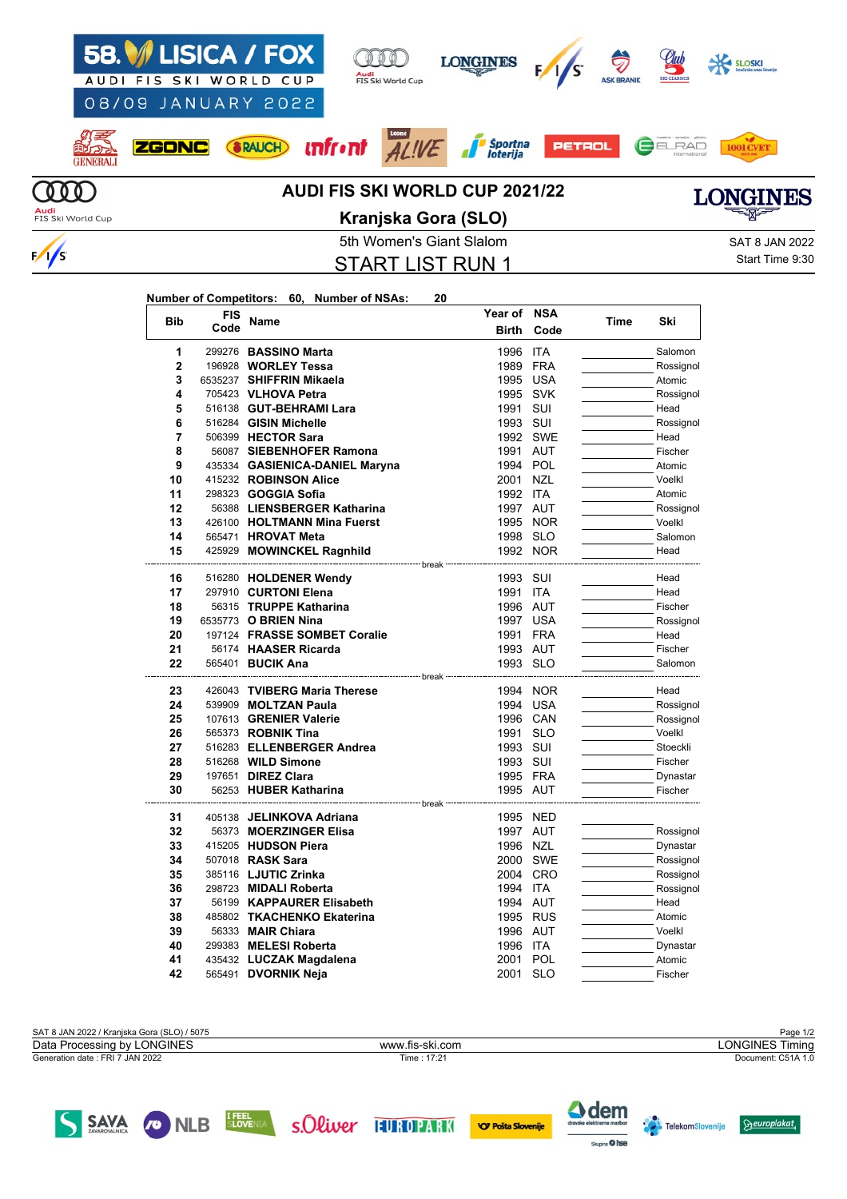# AUDI FIS SKI WORLD CUP 2021/22

## Kranjska Gora (SLO)

5th Women's Giant Slalom

SAT 8 JAN 2022

Start Time 9:30

## START LIST RUN 1

**Number of Competitors: 60, Number of NSAs: 20**

| Bib | FIS Code | Name | Year of Birth | NSA Code | Time | Ski |
|---|---|---|---|---|---|---|
| 1 | 299276 | **BASSINO Marta** | 1996 | ITA | | Salomon |
| 2 | 196928 | **WORLEY Tessa** | 1989 | FRA | | Rossignol |
| 3 | 6535237 | **SHIFFRIN Mikaela** | 1995 | USA | | Atomic |
| 4 | 705423 | **VLHOVA Petra** | 1995 | SVK | | Rossignol |
| 5 | 516138 | **GUT-BEHRAMI Lara** | 1991 | SUI | | Head |
| 6 | 516284 | **GISIN Michelle** | 1993 | SUI | | Rossignol |
| 7 | 506399 | **HECTOR Sara** | 1992 | SWE | | Head |
| 8 | 56087 | **SIEBENHOFER Ramona** | 1991 | AUT | | Fischer |
| 9 | 435334 | **GASIENICA-DANIEL Maryna** | 1994 | POL | | Atomic |
| 10 | 415232 | **ROBINSON Alice** | 2001 | NZL | | Voelkl |
| 11 | 298323 | **GOGGIA Sofia** | 1992 | ITA | | Atomic |
| 12 | 56388 | **LIENSBERGER Katharina** | 1997 | AUT | | Rossignol |
| 13 | 426100 | **HOLTMANN Mina Fuerst** | 1995 | NOR | | Voelkl |
| 14 | 565471 | **HROVAT Meta** | 1998 | SLO | | Salomon |
| 15 | 425929 | **MOWINCKEL Ragnhild** | 1992 | NOR | | Head |
| | | break | | | | |
| 16 | 516280 | **HOLDENER Wendy** | 1993 | SUI | | Head |
| 17 | 297910 | **CURTONI Elena** | 1991 | ITA | | Head |
| 18 | 56315 | **TRUPPE Katharina** | 1996 | AUT | | Fischer |
| 19 | 6535773 | **O BRIEN Nina** | 1997 | USA | | Rossignol |
| 20 | 197124 | **FRASSE SOMBET Coralie** | 1991 | FRA | | Head |
| 21 | 56174 | **HAASER Ricarda** | 1993 | AUT | | Fischer |
| 22 | 565401 | **BUCIK Ana** | 1993 | SLO | | Salomon |
| | | break | | | | |
| 23 | 426043 | **TVIBERG Maria Therese** | 1994 | NOR | | Head |
| 24 | 539909 | **MOLTZAN Paula** | 1994 | USA | | Rossignol |
| 25 | 107613 | **GRENIER Valerie** | 1996 | CAN | | Rossignol |
| 26 | 565373 | **ROBNIK Tina** | 1991 | SLO | | Voelkl |
| 27 | 516283 | **ELLENBERGER Andrea** | 1993 | SUI | | Stoeckli |
| 28 | 516268 | **WILD Simone** | 1993 | SUI | | Fischer |
| 29 | 197651 | **DIREZ Clara** | 1995 | FRA | | Dynastar |
| 30 | 56253 | **HUBER Katharina** | 1995 | AUT | | Fischer |
| | | break | | | | |
| 31 | 405138 | **JELINKOVA Adriana** | 1995 | NED | | |
| 32 | 56373 | **MOERZINGER Elisa** | 1997 | AUT | | Rossignol |
| 33 | 415205 | **HUDSON Piera** | 1996 | NZL | | Dynastar |
| 34 | 507018 | **RASK Sara** | 2000 | SWE | | Rossignol |
| 35 | 385116 | **LJUTIC Zrinka** | 2004 | CRO | | Rossignol |
| 36 | 298723 | **MIDALI Roberta** | 1994 | ITA | | Rossignol |
| 37 | 56199 | **KAPPAURER Elisabeth** | 1994 | AUT | | Head |
| 38 | 485802 | **TKACHENKO Ekaterina** | 1995 | RUS | | Atomic |
| 39 | 56333 | **MAIR Chiara** | 1996 | AUT | | Voelkl |
| 40 | 299383 | **MELESI Roberta** | 1996 | ITA | | Dynastar |
| 41 | 435432 | **LUCZAK Magdalena** | 2001 | POL | | Atomic |
| 42 | 565491 | **DVORNIK Neja** | 2001 | SLO | | Fischer |

SAT 8 JAN 2022 / Kranjska Gora (SLO) / 5075

Data Processing by LONGINES | www.fis-ski.com | LONGINES Timing

Generation date : FRI 7 JAN 2022 | Time : 17:21 | Document: C51A 1.0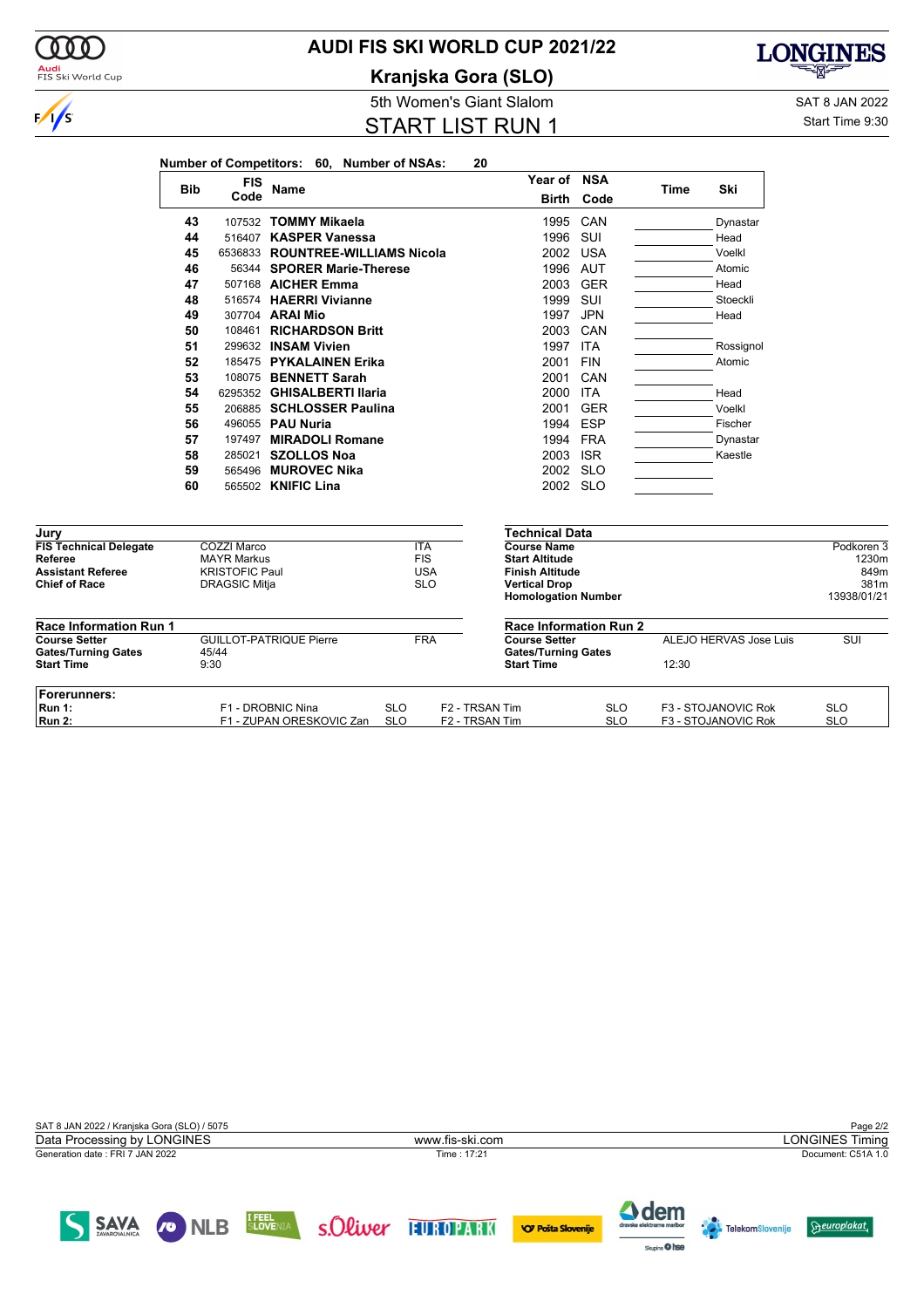# AUDI FIS SKI WORLD CUP 2021/22

## Kranjska Gora (SLO)

5th Women's Giant Slalom

SAT 8 JAN 2022

## START LIST RUN 1

Start Time 9:30

Number of Competitors: 60, Number of NSAs: 20

| Bib | FIS Code | Name | Year of Birth | NSA Code | Time | Ski |
|---|---|---|---|---|---|---|
| 43 | 107532 | **TOMMY Mikaela** | 1995 | CAN | | Dynastar |
| 44 | 516407 | **KASPER Vanessa** | 1996 | SUI | | Head |
| 45 | 6536833 | **ROUNTREE-WILLIAMS Nicola** | 2002 | USA | | Voelkl |
| 46 | 56344 | **SPORER Marie-Therese** | 1996 | AUT | | Atomic |
| 47 | 507168 | **AICHER Emma** | 2003 | GER | | Head |
| 48 | 516574 | **HAERRI Vivianne** | 1999 | SUI | | Stoeckli |
| 49 | 307704 | **ARAI Mio** | 1997 | JPN | | Head |
| 50 | 108461 | **RICHARDSON Britt** | 2003 | CAN | | |
| 51 | 299632 | **INSAM Vivien** | 1997 | ITA | | Rossignol |
| 52 | 185475 | **PYKALAINEN Erika** | 2001 | FIN | | Atomic |
| 53 | 108075 | **BENNETT Sarah** | 2001 | CAN | | |
| 54 | 6295352 | **GHISALBERTI Ilaria** | 2000 | ITA | | Head |
| 55 | 206885 | **SCHLOSSER Paulina** | 2001 | GER | | Voelkl |
| 56 | 496055 | **PAU Nuria** | 1994 | ESP | | Fischer |
| 57 | 197497 | **MIRADOLI Romane** | 1994 | FRA | | Dynastar |
| 58 | 285021 | **SZOLLOS Noa** | 2003 | ISR | | Kaestle |
| 59 | 565496 | **MUROVEC Nika** | 2002 | SLO | | |
| 60 | 565502 | **KNIFIC Lina** | 2002 | SLO | | |

### Jury

| | | |
|---|---|---|
| **FIS Technical Delegate** | COZZI Marco | ITA |
| **Referee** | MAYR Markus | FIS |
| **Assistant Referee** | KRISTOFIC Paul | USA |
| **Chief of Race** | DRAGSIC Mitja | SLO |

### Technical Data

| | |
|---|---|
| **Course Name** | Podkoren 3 |
| **Start Altitude** | 1230m |
| **Finish Altitude** | 849m |
| **Vertical Drop** | 381m |
| **Homologation Number** | 13938/01/21 |

### Race Information Run 1

| | | |
|---|---|---|
| **Course Setter** | GUILLOT-PATRIQUE Pierre | FRA |
| **Gates/Turning Gates** | 45/44 | |
| **Start Time** | 9:30 | |

### Race Information Run 2

| | | |
|---|---|---|
| **Course Setter** | ALEJO HERVAS Jose Luis | SUI |
| **Gates/Turning Gates** | | |
| **Start Time** | 12:30 | |

### Forerunners:

| | | | | | | |
|---|---|---|---|---|---|---|
| **Run 1:** | F1 - DROBNIC Nina | SLO | F2 - TRSAN Tim | SLO | F3 - STOJANOVIC Rok | SLO |
| **Run 2:** | F1 - ZUPAN ORESKOVIC Zan | SLO | F2 - TRSAN Tim | SLO | F3 - STOJANOVIC Rok | SLO |

SAT 8 JAN 2022 / Kranjska Gora (SLO) / 5075

Data Processing by LONGINES — www.fis-ski.com — LONGINES Timing

Generation date : FRI 7 JAN 2022 — Time : 17:21 — Document: C51A 1.0